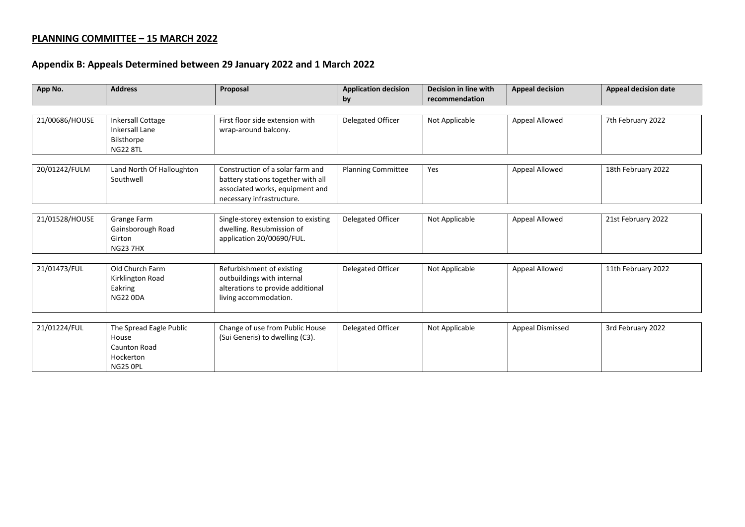## PLANNING COMMITTEE – 15 MARCH 2022

## Appendix B: Appeals Determined between 29 January 2022 and 1 March 2022

| App No. | Address | Proposal | Application decision by | Decision in line with recommendation | Appeal decision | Appeal decision date |
|---|---|---|---|---|---|---|
| 21/00686/HOUSE | Inkersall Cottage Inkersall Lane Bilsthorpe NG22 8TL | First floor side extension with wrap-around balcony. | Delegated Officer | Not Applicable | Appeal Allowed | 7th February 2022 |
| 20/01242/FULM | Land North Of Halloughton Southwell | Construction of a solar farm and battery stations together with all associated works, equipment and necessary infrastructure. | Planning Committee | Yes | Appeal Allowed | 18th February 2022 |
| 21/01528/HOUSE | Grange Farm Gainsborough Road Girton NG23 7HX | Single-storey extension to existing dwelling. Resubmission of application 20/00690/FUL. | Delegated Officer | Not Applicable | Appeal Allowed | 21st February 2022 |
| 21/01473/FUL | Old Church Farm Kirklington Road Eakring NG22 0DA | Refurbishment of existing outbuildings with internal alterations to provide additional living accommodation. | Delegated Officer | Not Applicable | Appeal Allowed | 11th February 2022 |
| 21/01224/FUL | The Spread Eagle Public House Caunton Road Hockerton NG25 0PL | Change of use from Public House (Sui Generis) to dwelling (C3). | Delegated Officer | Not Applicable | Appeal Dismissed | 3rd February 2022 |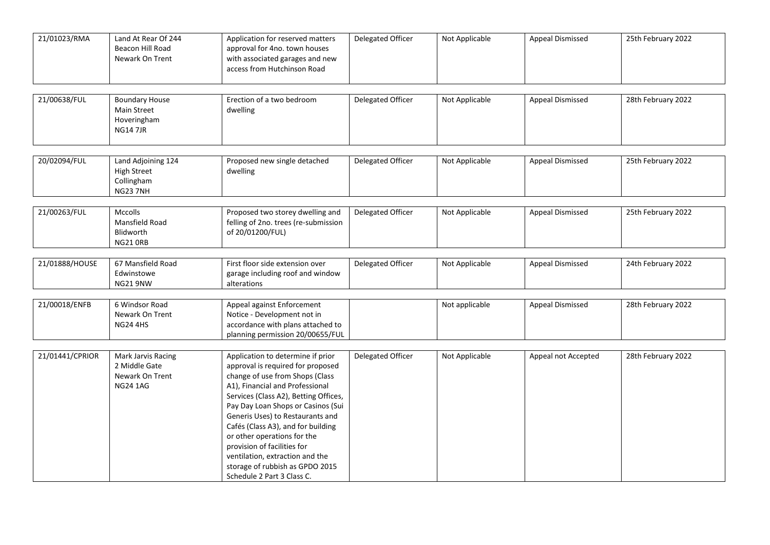| | | | | | | |
|---|---|---|---|---|---|---|
| 21/01023/RMA | Land At Rear Of 244 Beacon Hill Road Newark On Trent | Application for reserved matters approval for 4no. town houses with associated garages and new access from Hutchinson Road | Delegated Officer | Not Applicable | Appeal Dismissed | 25th February 2022 |
| 21/00638/FUL | Boundary House Main Street Hoveringham NG14 7JR | Erection of a two bedroom dwelling | Delegated Officer | Not Applicable | Appeal Dismissed | 28th February 2022 |
| 20/02094/FUL | Land Adjoining 124 High Street Collingham NG23 7NH | Proposed new single detached dwelling | Delegated Officer | Not Applicable | Appeal Dismissed | 25th February 2022 |
| 21/00263/FUL | Mccolls Mansfield Road Blidworth NG21 0RB | Proposed two storey dwelling and felling of 2no. trees (re-submission of 20/01200/FUL) | Delegated Officer | Not Applicable | Appeal Dismissed | 25th February 2022 |
| 21/01888/HOUSE | 67 Mansfield Road Edwinstowe NG21 9NW | First floor side extension over garage including roof and window alterations | Delegated Officer | Not Applicable | Appeal Dismissed | 24th February 2022 |
| 21/00018/ENFB | 6 Windsor Road Newark On Trent NG24 4HS | Appeal against Enforcement Notice - Development not in accordance with plans attached to planning permission 20/00655/FUL | | Not applicable | Appeal Dismissed | 28th February 2022 |
| 21/01441/CPRIOR | Mark Jarvis Racing 2 Middle Gate Newark On Trent NG24 1AG | Application to determine if prior approval is required for proposed change of use from Shops (Class A1), Financial and Professional Services (Class A2), Betting Offices, Pay Day Loan Shops or Casinos (Sui Generis Uses) to Restaurants and Cafés (Class A3), and for building or other operations for the provision of facilities for ventilation, extraction and the storage of rubbish as GPDO 2015 Schedule 2 Part 3 Class C. | Delegated Officer | Not Applicable | Appeal not Accepted | 28th February 2022 |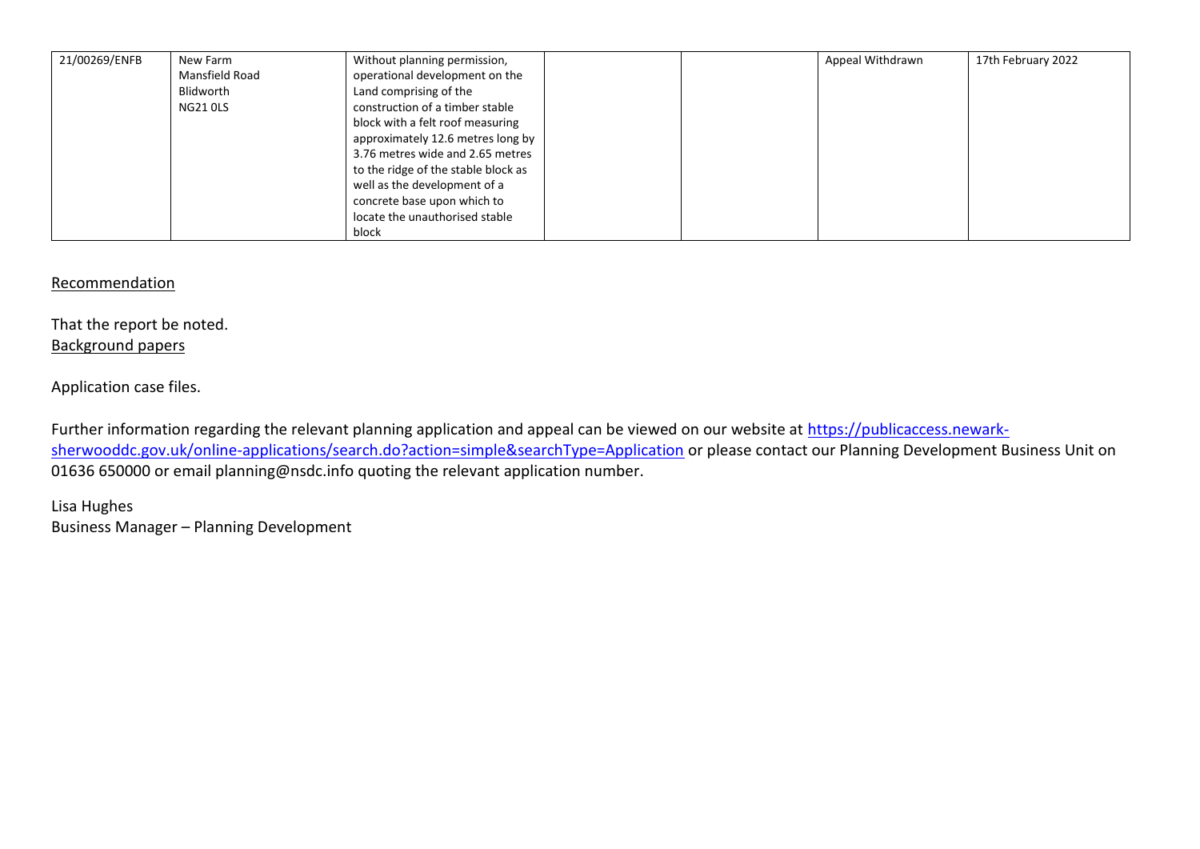| | | | | | | |
|---|---|---|---|---|---|---|
| 21/00269/ENFB | New Farm<br>Mansfield Road<br>Blidworth<br>NG21 0LS | Without planning permission, operational development on the Land comprising of the construction of a timber stable block with a felt roof measuring approximately 12.6 metres long by 3.76 metres wide and 2.65 metres to the ridge of the stable block as well as the development of a concrete base upon which to locate the unauthorised stable block | | | Appeal Withdrawn | 17th February 2022 |

Recommendation

That the report be noted.

Background papers

Application case files.

Further information regarding the relevant planning application and appeal can be viewed on our website at https://publicaccess.newark-sherwooddc.gov.uk/online-applications/search.do?action=simple&searchType=Application or please contact our Planning Development Business Unit on 01636 650000 or email planning@nsdc.info quoting the relevant application number.

Lisa Hughes
Business Manager – Planning Development